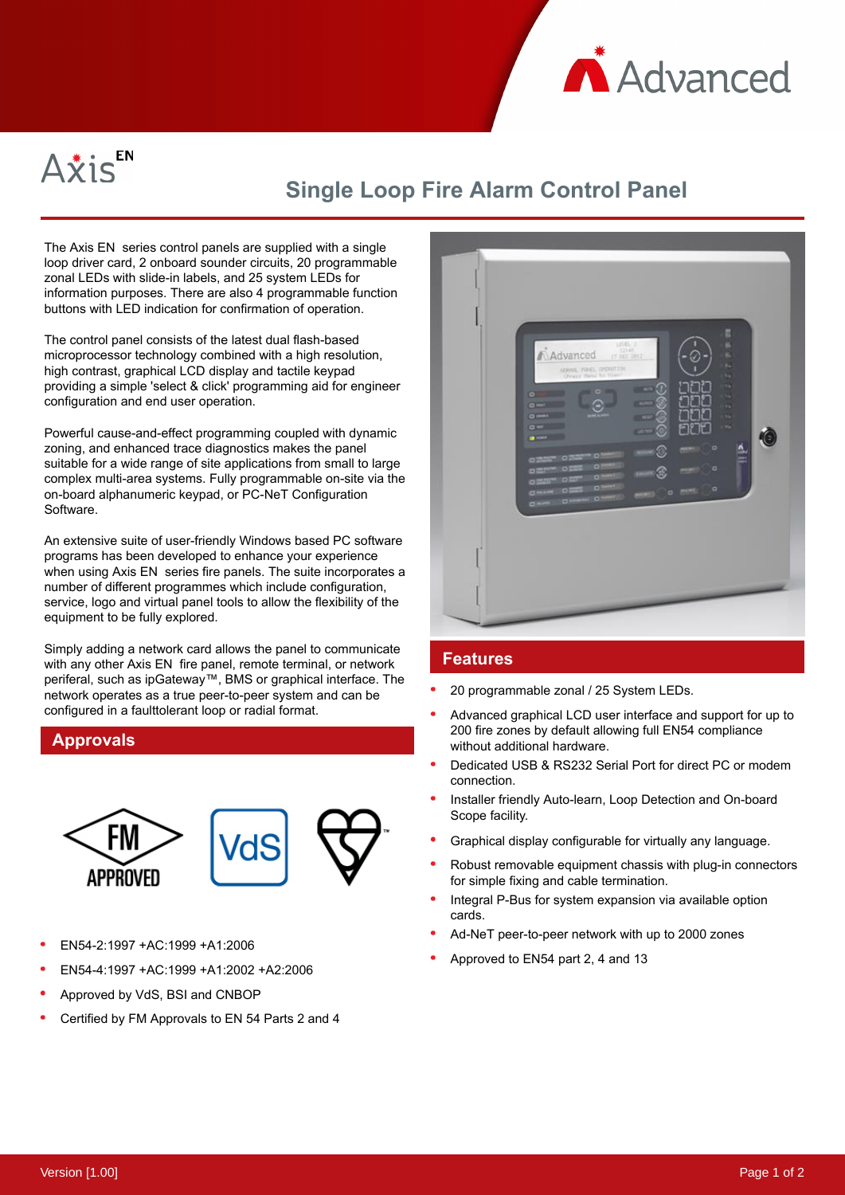Advanced

# Axis EN

## Single Loop Fire Alarm Control Panel

The Axis EN series control panels are supplied with a single loop driver card, 2 onboard sounder circuits, 20 programmable zonal LEDs with slide-in labels, and 25 system LEDs for information purposes. There are also 4 programmable function buttons with LED indication for confirmation of operation.

The control panel consists of the latest dual flash-based microprocessor technology combined with a high resolution, high contrast, graphical LCD display and tactile keypad providing a simple 'select & click' programming aid for engineer configuration and end user operation.

Powerful cause-and-effect programming coupled with dynamic zoning, and enhanced trace diagnostics makes the panel suitable for a wide range of site applications from small to large complex multi-area systems. Fully programmable on-site via the on-board alphanumeric keypad, or PC-NeT Configuration Software.

An extensive suite of user-friendly Windows based PC software programs has been developed to enhance your experience when using Axis EN series fire panels. The suite incorporates a number of different programmes which include configuration, service, logo and virtual panel tools to allow the flexibility of the equipment to be fully explored.

Simply adding a network card allows the panel to communicate with any other Axis EN fire panel, remote terminal, or network periferal, such as ipGateway™, BMS or graphical interface. The network operates as a true peer-to-peer system and can be configured in a faulttolerant loop or radial format.

## Approvals

FM APPROVED | VdS

- EN54-2:1997 +AC:1999 +A1:2006
- EN54-4:1997 +AC:1999 +A1:2002 +A2:2006
- Approved by VdS, BSI and CNBOP
- Certified by FM Approvals to EN 54 Parts 2 and 4

## Features

- 20 programmable zonal / 25 System LEDs.
- Advanced graphical LCD user interface and support for up to 200 fire zones by default allowing full EN54 compliance without additional hardware.
- Dedicated USB & RS232 Serial Port for direct PC or modem connection.
- Installer friendly Auto-learn, Loop Detection and On-board Scope facility.
- Graphical display configurable for virtually any language.
- Robust removable equipment chassis with plug-in connectors for simple fixing and cable termination.
- Integral P-Bus for system expansion via available option cards.
- Ad-NeT peer-to-peer network with up to 2000 zones
- Approved to EN54 part 2, 4 and 13

Version [1.00]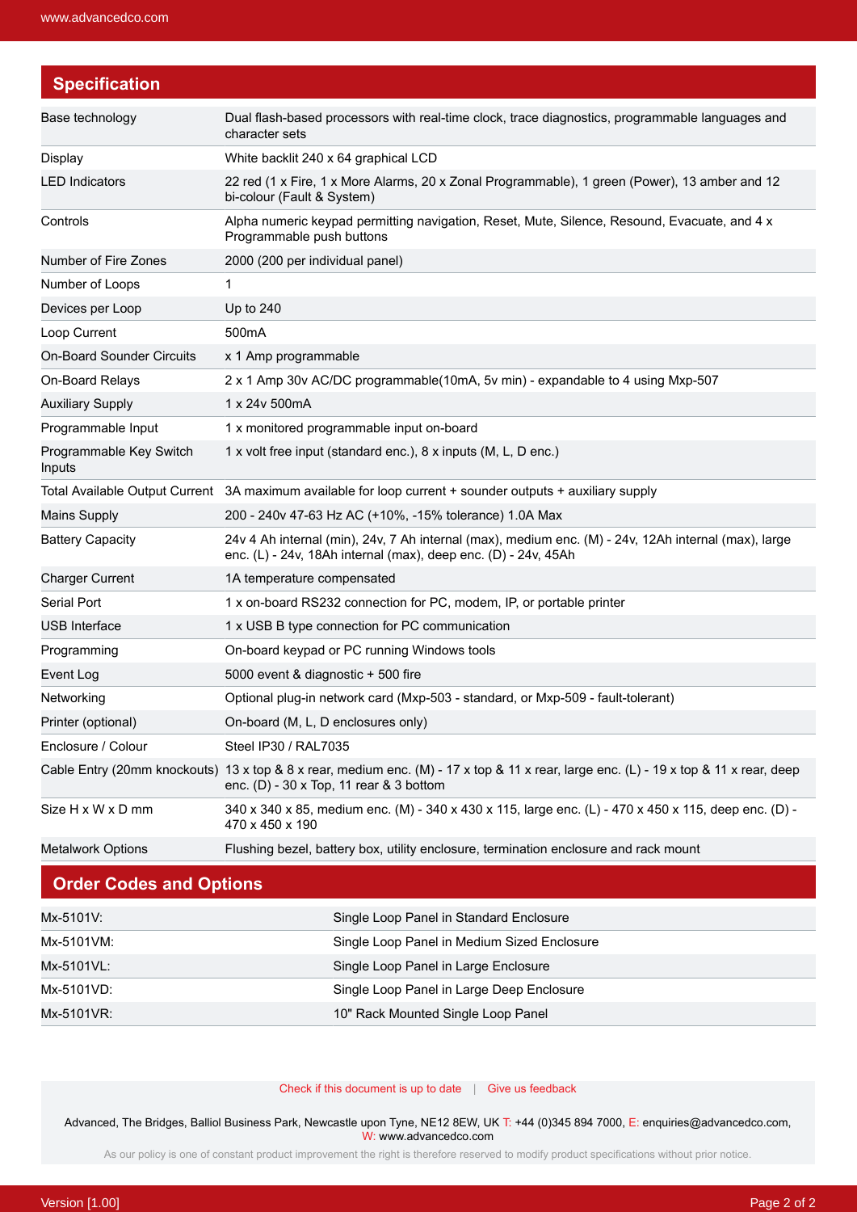## Specification

| | |
|---|---|
| Base technology | Dual flash-based processors with real-time clock, trace diagnostics, programmable languages and character sets |
| Display | White backlit 240 x 64 graphical LCD |
| LED Indicators | 22 red (1 x Fire, 1 x More Alarms, 20 x Zonal Programmable), 1 green (Power), 13 amber and 12 bi-colour (Fault & System) |
| Controls | Alpha numeric keypad permitting navigation, Reset, Mute, Silence, Resound, Evacuate, and 4 x Programmable push buttons |
| Number of Fire Zones | 2000 (200 per individual panel) |
| Number of Loops | 1 |
| Devices per Loop | Up to 240 |
| Loop Current | 500mA |
| On-Board Sounder Circuits | x 1 Amp programmable |
| On-Board Relays | 2 x 1 Amp 30v AC/DC programmable(10mA, 5v min) - expandable to 4 using Mxp-507 |
| Auxiliary Supply | 1 x 24v 500mA |
| Programmable Input | 1 x monitored programmable input on-board |
| Programmable Key Switch Inputs | 1 x volt free input (standard enc.), 8 x inputs (M, L, D enc.) |
| Total Available Output Current | 3A maximum available for loop current + sounder outputs + auxiliary supply |
| Mains Supply | 200 - 240v 47-63 Hz AC (+10%, -15% tolerance) 1.0A Max |
| Battery Capacity | 24v 4 Ah internal (min), 24v, 7 Ah internal (max), medium enc. (M) - 24v, 12Ah internal (max), large enc. (L) - 24v, 18Ah internal (max), deep enc. (D) - 24v, 45Ah |
| Charger Current | 1A temperature compensated |
| Serial Port | 1 x on-board RS232 connection for PC, modem, IP, or portable printer |
| USB Interface | 1 x USB B type connection for PC communication |
| Programming | On-board keypad or PC running Windows tools |
| Event Log | 5000 event & diagnostic + 500 fire |
| Networking | Optional plug-in network card (Mxp-503 - standard, or Mxp-509 - fault-tolerant) |
| Printer (optional) | On-board (M, L, D enclosures only) |
| Enclosure / Colour | Steel IP30 / RAL7035 |
| Cable Entry (20mm knockouts) | 13 x top & 8 x rear, medium enc. (M) - 17 x top & 11 x rear, large enc. (L) - 19 x top & 11 x rear, deep enc. (D) - 30 x Top, 11 rear & 3 bottom |
| Size H x W x D mm | 340 x 340 x 85, medium enc. (M) - 340 x 430 x 115, large enc. (L) - 470 x 450 x 115, deep enc. (D) - 470 x 450 x 190 |
| Metalwork Options | Flushing bezel, battery box, utility enclosure, termination enclosure and rack mount |

## Order Codes and Options

| | |
|---|---|
| Mx-5101V: | Single Loop Panel in Standard Enclosure |
| Mx-5101VM: | Single Loop Panel in Medium Sized Enclosure |
| Mx-5101VL: | Single Loop Panel in Large Enclosure |
| Mx-5101VD: | Single Loop Panel in Large Deep Enclosure |
| Mx-5101VR: | 10" Rack Mounted Single Loop Panel |

Check if this document is up to date | Give us feedback

Advanced, The Bridges, Balliol Business Park, Newcastle upon Tyne, NE12 8EW, UK T: +44 (0)345 894 7000, E: enquiries@advancedco.com, W: www.advancedco.com

As our policy is one of constant product improvement the right is therefore reserved to modify product specifications without prior notice.

Version [1.00]